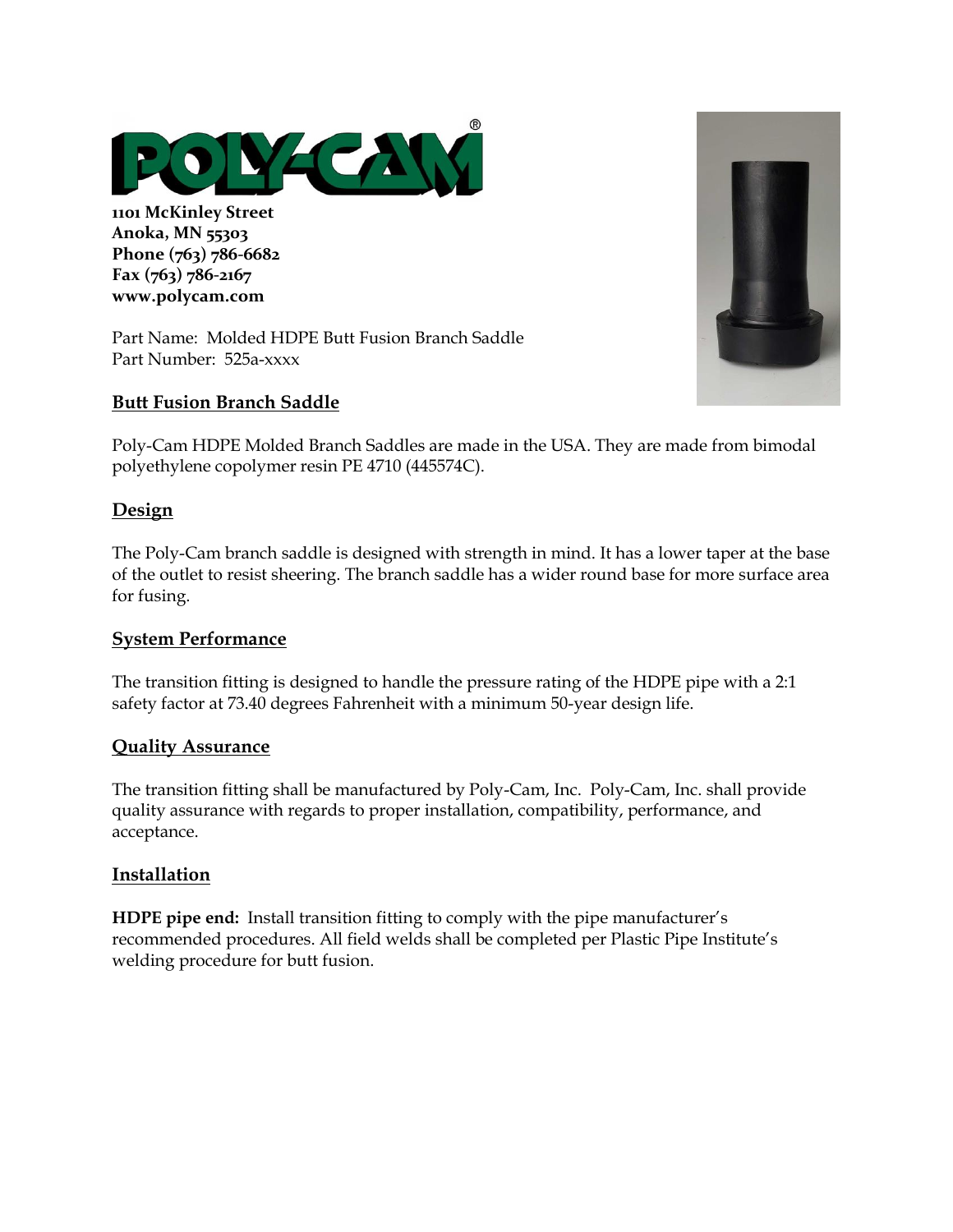POLY-CAM®

**1101 McKinley Street**
**Anoka, MN 55303**
**Phone (763) 786-6682**
**Fax (763) 786-2167**
**www.polycam.com**

Part Name: Molded HDPE Butt Fusion Branch Saddle
Part Number: 525a-xxxx

## Butt Fusion Branch Saddle

Poly-Cam HDPE Molded Branch Saddles are made in the USA. They are made from bimodal polyethylene copolymer resin PE 4710 (445574C).

## Design

The Poly-Cam branch saddle is designed with strength in mind. It has a lower taper at the base of the outlet to resist sheering. The branch saddle has a wider round base for more surface area for fusing.

## System Performance

The transition fitting is designed to handle the pressure rating of the HDPE pipe with a 2:1 safety factor at 73.40 degrees Fahrenheit with a minimum 50-year design life.

## Quality Assurance

The transition fitting shall be manufactured by Poly-Cam, Inc. Poly-Cam, Inc. shall provide quality assurance with regards to proper installation, compatibility, performance, and acceptance.

## Installation

**HDPE pipe end:** Install transition fitting to comply with the pipe manufacturer's recommended procedures. All field welds shall be completed per Plastic Pipe Institute's welding procedure for butt fusion.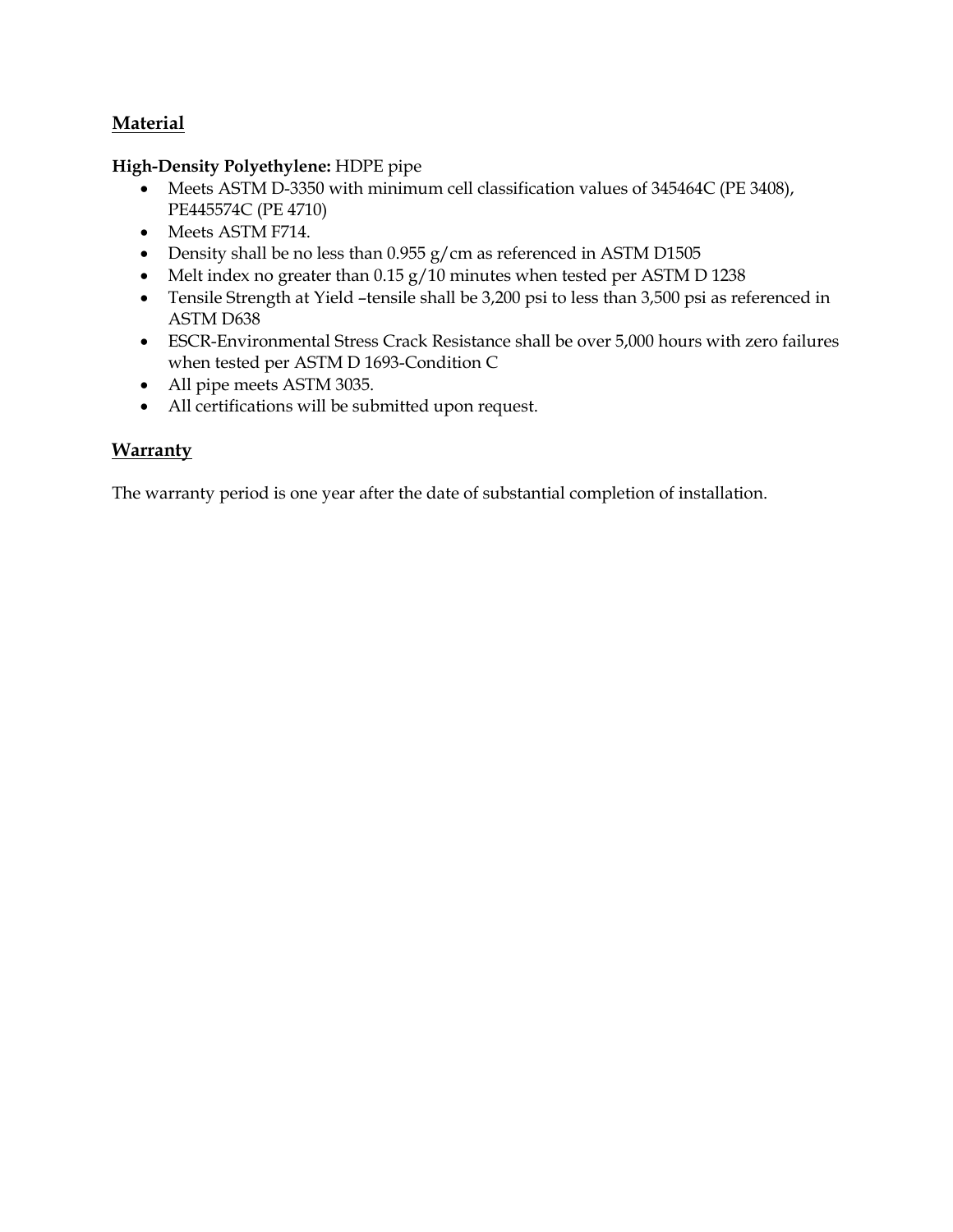## Material

**High-Density Polyethylene:** HDPE pipe

- Meets ASTM D-3350 with minimum cell classification values of 345464C (PE 3408), PE445574C (PE 4710)
- Meets ASTM F714.
- Density shall be no less than 0.955 g/cm as referenced in ASTM D1505
- Melt index no greater than 0.15 g/10 minutes when tested per ASTM D 1238
- Tensile Strength at Yield –tensile shall be 3,200 psi to less than 3,500 psi as referenced in ASTM D638
- ESCR-Environmental Stress Crack Resistance shall be over 5,000 hours with zero failures when tested per ASTM D 1693-Condition C
- All pipe meets ASTM 3035.
- All certifications will be submitted upon request.

## Warranty

The warranty period is one year after the date of substantial completion of installation.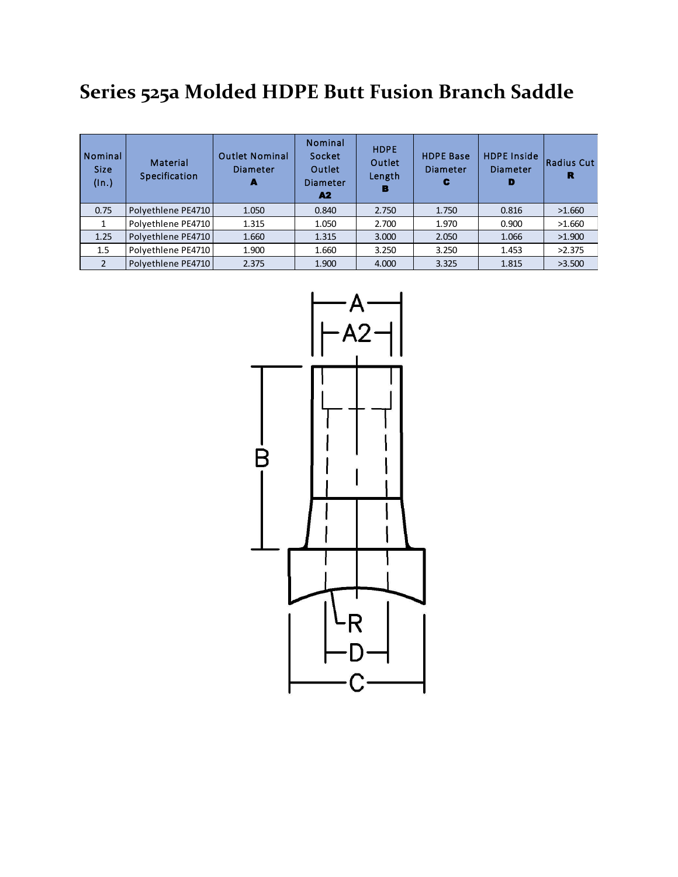# Series 525a Molded HDPE Butt Fusion Branch Saddle

| Nominal Size (In.) | Material Specification | Outlet Nominal Diameter **A** | Nominal Socket Outlet Diameter **A2** | HDPE Outlet Length **B** | HDPE Base Diameter **C** | HDPE Inside Diameter **D** | Radius Cut **R** |
|---|---|---|---|---|---|---|---|
| 0.75 | Polyethlene PE4710 | 1.050 | 0.840 | 2.750 | 1.750 | 0.816 | >1.660 |
| 1 | Polyethlene PE4710 | 1.315 | 1.050 | 2.700 | 1.970 | 0.900 | >1.660 |
| 1.25 | Polyethlene PE4710 | 1.660 | 1.315 | 3.000 | 2.050 | 1.066 | >1.900 |
| 1.5 | Polyethlene PE4710 | 1.900 | 1.660 | 3.250 | 3.250 | 1.453 | >2.375 |
| 2 | Polyethlene PE4710 | 2.375 | 1.900 | 4.000 | 3.325 | 1.815 | >3.500 |

A

A2

B

R

D

C